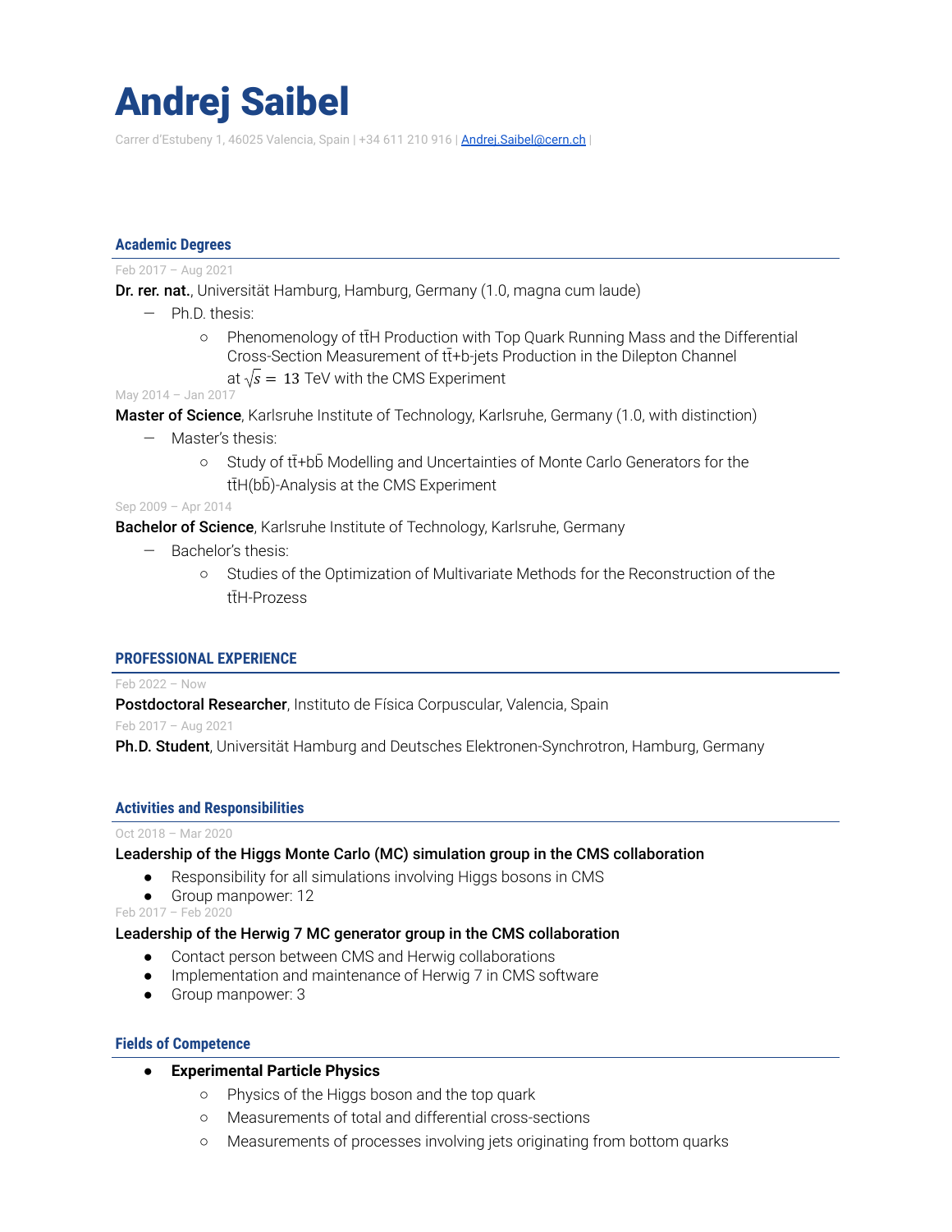# Andrej Saibel

Carrer d'Estubeny 1, 46025 Valencia, Spain | +34 611 210 916 | Andrej.Saibel@cern.ch |

## Academic Degrees

Feb 2017 – Aug 2021

**Dr. rer. nat.**, Universität Hamburg, Hamburg, Germany (1.0, magna cum laude)

- Ph.D. thesis:
  - Phenomenology of tt̄H Production with Top Quark Running Mass and the Differential Cross-Section Measurement of tt̄+b-jets Production in the Dilepton Channel at $\sqrt{s} = 13$ TeV with the CMS Experiment

May 2014 – Jan 2017

**Master of Science**, Karlsruhe Institute of Technology, Karlsruhe, Germany (1.0, with distinction)

- Master's thesis:
  - Study of tt̄+bb̄ Modelling and Uncertainties of Monte Carlo Generators for the tt̄H(bb̄)-Analysis at the CMS Experiment

Sep 2009 – Apr 2014

**Bachelor of Science**, Karlsruhe Institute of Technology, Karlsruhe, Germany

- Bachelor's thesis:
  - Studies of the Optimization of Multivariate Methods for the Reconstruction of the tt̄H-Prozess

## PROFESSIONAL EXPERIENCE

Feb 2022 – Now

**Postdoctoral Researcher**, Instituto de Física Corpuscular, Valencia, Spain

Feb 2017 – Aug 2021

**Ph.D. Student**, Universität Hamburg and Deutsches Elektronen-Synchrotron, Hamburg, Germany

## Activities and Responsibilities

Oct 2018 – Mar 2020

**Leadership of the Higgs Monte Carlo (MC) simulation group in the CMS collaboration**

- Responsibility for all simulations involving Higgs bosons in CMS
- Group manpower: 12

Feb 2017 – Feb 2020

**Leadership of the Herwig 7 MC generator group in the CMS collaboration**

- Contact person between CMS and Herwig collaborations
- Implementation and maintenance of Herwig 7 in CMS software
- Group manpower: 3

## Fields of Competence

- **Experimental Particle Physics**
  - Physics of the Higgs boson and the top quark
  - Measurements of total and differential cross-sections
  - Measurements of processes involving jets originating from bottom quarks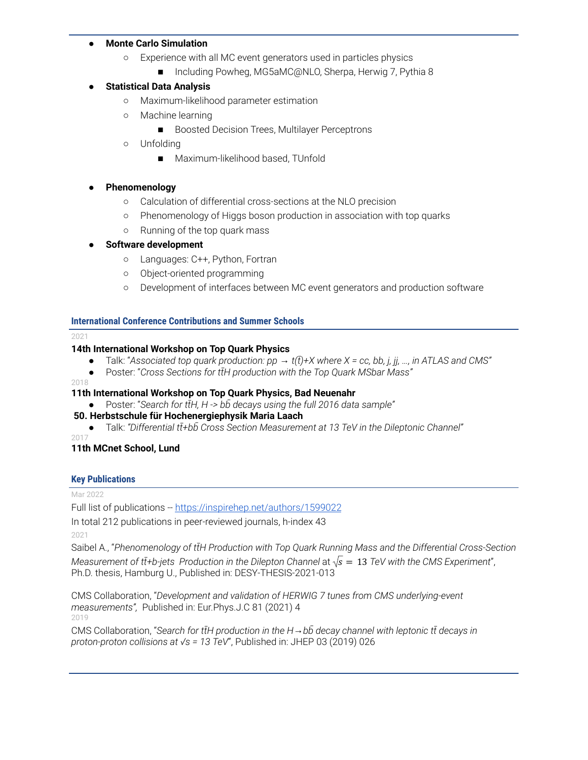- **Monte Carlo Simulation**
  - Experience with all MC event generators used in particles physics
    - Including Powheg, MG5aMC@NLO, Sherpa, Herwig 7, Pythia 8
- **Statistical Data Analysis**
  - Maximum-likelihood parameter estimation
  - Machine learning
    - Boosted Decision Trees, Multilayer Perceptrons
  - Unfolding
    - Maximum-likelihood based, TUnfold

- **Phenomenology**
  - Calculation of differential cross-sections at the NLO precision
  - Phenomenology of Higgs boson production in association with top quarks
  - Running of the top quark mass
- **Software development**
  - Languages: C++, Python, Fortran
  - Object-oriented programming
  - Development of interfaces between MC event generators and production software

## International Conference Contributions and Summer Schools

2021

**14th International Workshop on Top Quark Physics**

- Talk: "*Associated top quark production: pp → t($\bar{t}$)+X where X = cc, bb, j, jj, …, in ATLAS and CMS*"
- Poster: "*Cross Sections for $t\bar{t}H$ production with the Top Quark MSbar Mass*"

2018

**11th International Workshop on Top Quark Physics, Bad Neuenahr**

- Poster: "*Search for $t\bar{t}H$, H -> $b\bar{b}$ decays using the full 2016 data sample*"

**50. Herbstschule für Hochenergiephysik Maria Laach**

- Talk: *"Differential $t\bar{t}$+$b\bar{b}$ Cross Section Measurement at 13 TeV in the Dileptonic Channel"*

2017

**11th MCnet School, Lund**

## Key Publications

Mar 2022

Full list of publications -- https://inspirehep.net/authors/1599022

In total 212 publications in peer-reviewed journals, h-index 43

2021

Saibel A., "*Phenomenology of $t\bar{t}H$ Production with Top Quark Running Mass and the Differential Cross-Section Measurement of $t\bar{t}$+b-jets Production in the Dilepton Channel* at $\sqrt{s} = 13$ *TeV with the CMS Experiment*", Ph.D. thesis, Hamburg U., Published in: DESY-THESIS-2021-013

CMS Collaboration, "*Development and validation of HERWIG 7 tunes from CMS underlying-event measurements*", Published in: Eur.Phys.J.C 81 (2021) 4

2019

CMS Collaboration, "*Search for $t\bar{t}H$ production in the $H \rightarrow b\bar{b}$ decay channel with leptonic $t\bar{t}$ decays in proton-proton collisions at $\sqrt{s}$ = 13 TeV*", Published in: JHEP 03 (2019) 026